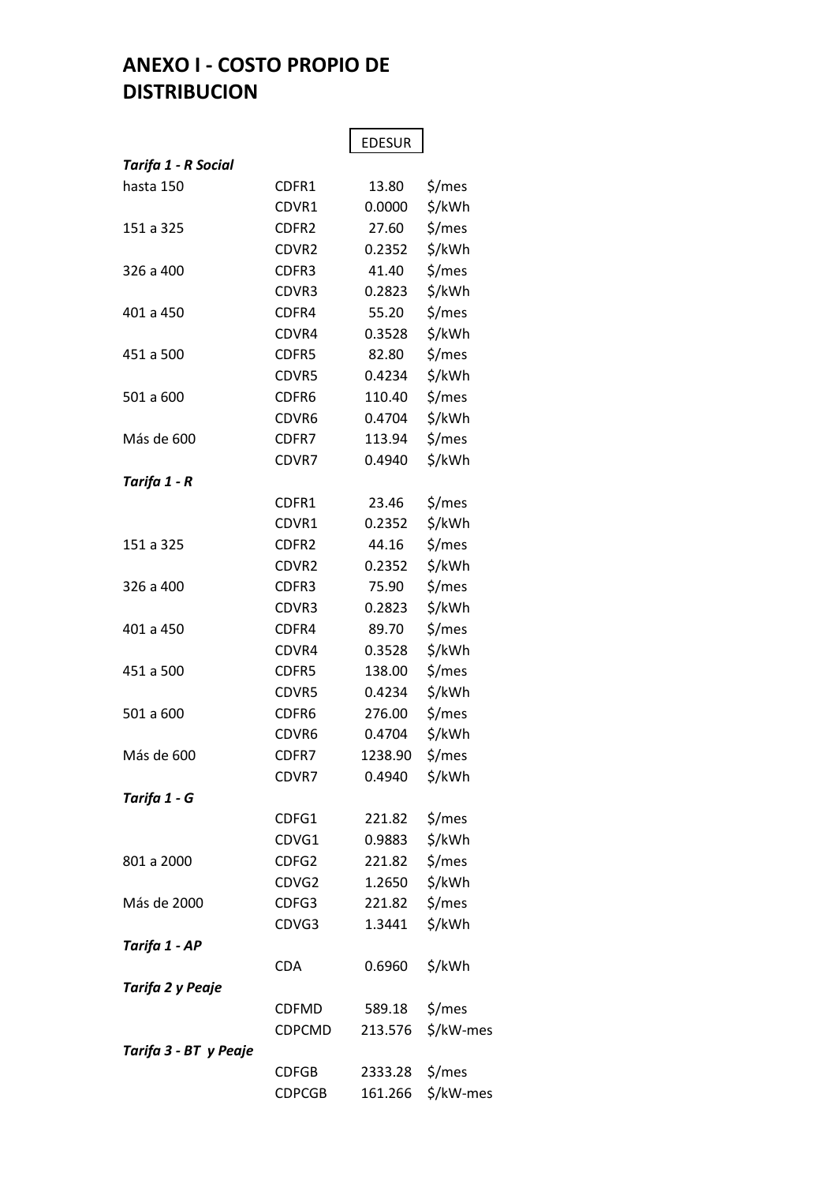# ANEXO I - COSTO PROPIO DE DISTRIBUCION

| | | EDESUR | |
|---|---|---|---|
| ***Tarifa 1 - R Social*** | | | |
| hasta 150 | CDFR1 | 13.80 | $/mes |
| | CDVR1 | 0.0000 | $/kWh |
| 151 a 325 | CDFR2 | 27.60 | $/mes |
| | CDVR2 | 0.2352 | $/kWh |
| 326 a 400 | CDFR3 | 41.40 | $/mes |
| | CDVR3 | 0.2823 | $/kWh |
| 401 a 450 | CDFR4 | 55.20 | $/mes |
| | CDVR4 | 0.3528 | $/kWh |
| 451 a 500 | CDFR5 | 82.80 | $/mes |
| | CDVR5 | 0.4234 | $/kWh |
| 501 a 600 | CDFR6 | 110.40 | $/mes |
| | CDVR6 | 0.4704 | $/kWh |
| Más de 600 | CDFR7 | 113.94 | $/mes |
| | CDVR7 | 0.4940 | $/kWh |
| ***Tarifa 1 - R*** | | | |
| | CDFR1 | 23.46 | $/mes |
| | CDVR1 | 0.2352 | $/kWh |
| 151 a 325 | CDFR2 | 44.16 | $/mes |
| | CDVR2 | 0.2352 | $/kWh |
| 326 a 400 | CDFR3 | 75.90 | $/mes |
| | CDVR3 | 0.2823 | $/kWh |
| 401 a 450 | CDFR4 | 89.70 | $/mes |
| | CDVR4 | 0.3528 | $/kWh |
| 451 a 500 | CDFR5 | 138.00 | $/mes |
| | CDVR5 | 0.4234 | $/kWh |
| 501 a 600 | CDFR6 | 276.00 | $/mes |
| | CDVR6 | 0.4704 | $/kWh |
| Más de 600 | CDFR7 | 1238.90 | $/mes |
| | CDVR7 | 0.4940 | $/kWh |
| ***Tarifa 1 - G*** | | | |
| | CDFG1 | 221.82 | $/mes |
| | CDVG1 | 0.9883 | $/kWh |
| 801 a 2000 | CDFG2 | 221.82 | $/mes |
| | CDVG2 | 1.2650 | $/kWh |
| Más de 2000 | CDFG3 | 221.82 | $/mes |
| | CDVG3 | 1.3441 | $/kWh |
| ***Tarifa 1 - AP*** | | | |
| | CDA | 0.6960 | $/kWh |
| ***Tarifa 2 y Peaje*** | | | |
| | CDFMD | 589.18 | $/mes |
| | CDPCMD | 213.576 | $/kW-mes |
| ***Tarifa 3 - BT y Peaje*** | | | |
| | CDFGB | 2333.28 | $/mes |
| | CDPCGB | 161.266 | $/kW-mes |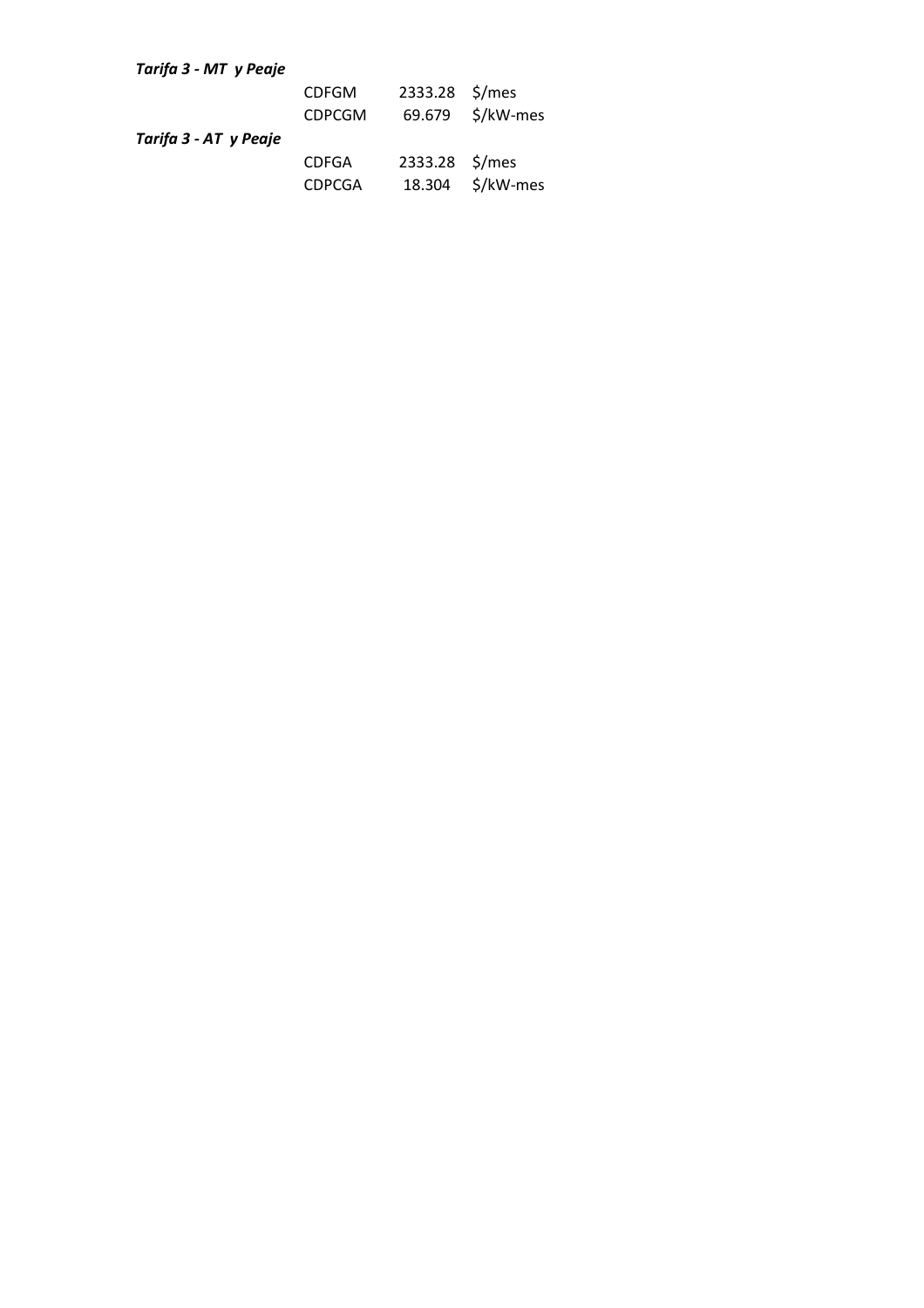***Tarifa 3 - MT y Peaje***

| | | |
|---|---|---|
| CDFGM | 2333.28 | $/mes |
| CDPCGM | 69.679 | $/kW-mes |

***Tarifa 3 - AT y Peaje***

| | | |
|---|---|---|
| CDFGA | 2333.28 | $/mes |
| CDPCGA | 18.304 | $/kW-mes |